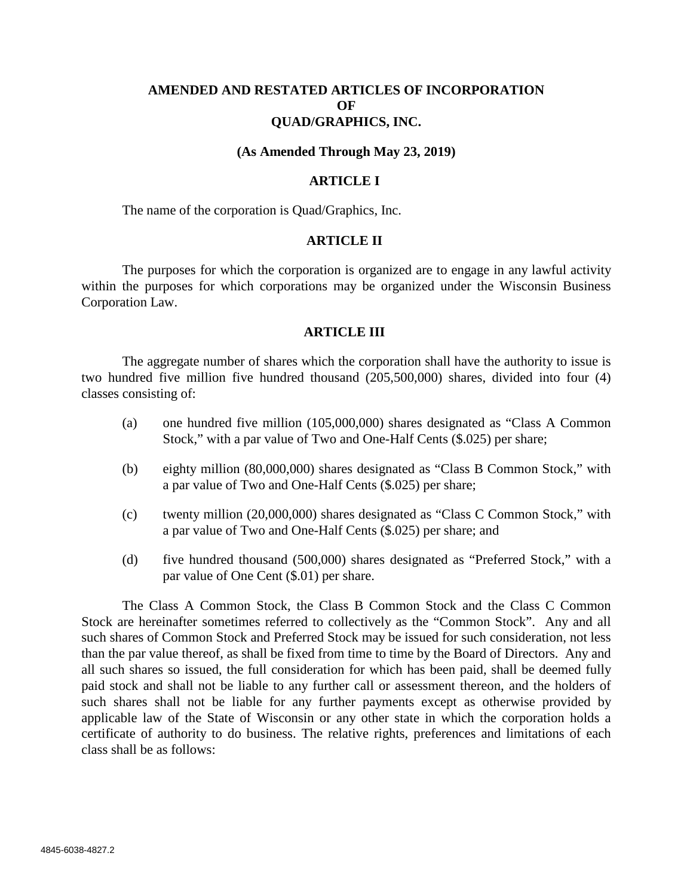# AMENDED AND RESTATED ARTICLES OF INCORPORATION OF QUAD/GRAPHICS, INC.

**(As Amended Through May 23, 2019)**

## ARTICLE I

The name of the corporation is Quad/Graphics, Inc.

## ARTICLE II

The purposes for which the corporation is organized are to engage in any lawful activity within the purposes for which corporations may be organized under the Wisconsin Business Corporation Law.

## ARTICLE III

The aggregate number of shares which the corporation shall have the authority to issue is two hundred five million five hundred thousand (205,500,000) shares, divided into four (4) classes consisting of:

(a) one hundred five million (105,000,000) shares designated as "Class A Common Stock," with a par value of Two and One-Half Cents ($.025) per share;

(b) eighty million (80,000,000) shares designated as "Class B Common Stock," with a par value of Two and One-Half Cents ($.025) per share;

(c) twenty million (20,000,000) shares designated as "Class C Common Stock," with a par value of Two and One-Half Cents ($.025) per share; and

(d) five hundred thousand (500,000) shares designated as "Preferred Stock," with a par value of One Cent ($.01) per share.

The Class A Common Stock, the Class B Common Stock and the Class C Common Stock are hereinafter sometimes referred to collectively as the "Common Stock". Any and all such shares of Common Stock and Preferred Stock may be issued for such consideration, not less than the par value thereof, as shall be fixed from time to time by the Board of Directors. Any and all such shares so issued, the full consideration for which has been paid, shall be deemed fully paid stock and shall not be liable to any further call or assessment thereon, and the holders of such shares shall not be liable for any further payments except as otherwise provided by applicable law of the State of Wisconsin or any other state in which the corporation holds a certificate of authority to do business. The relative rights, preferences and limitations of each class shall be as follows: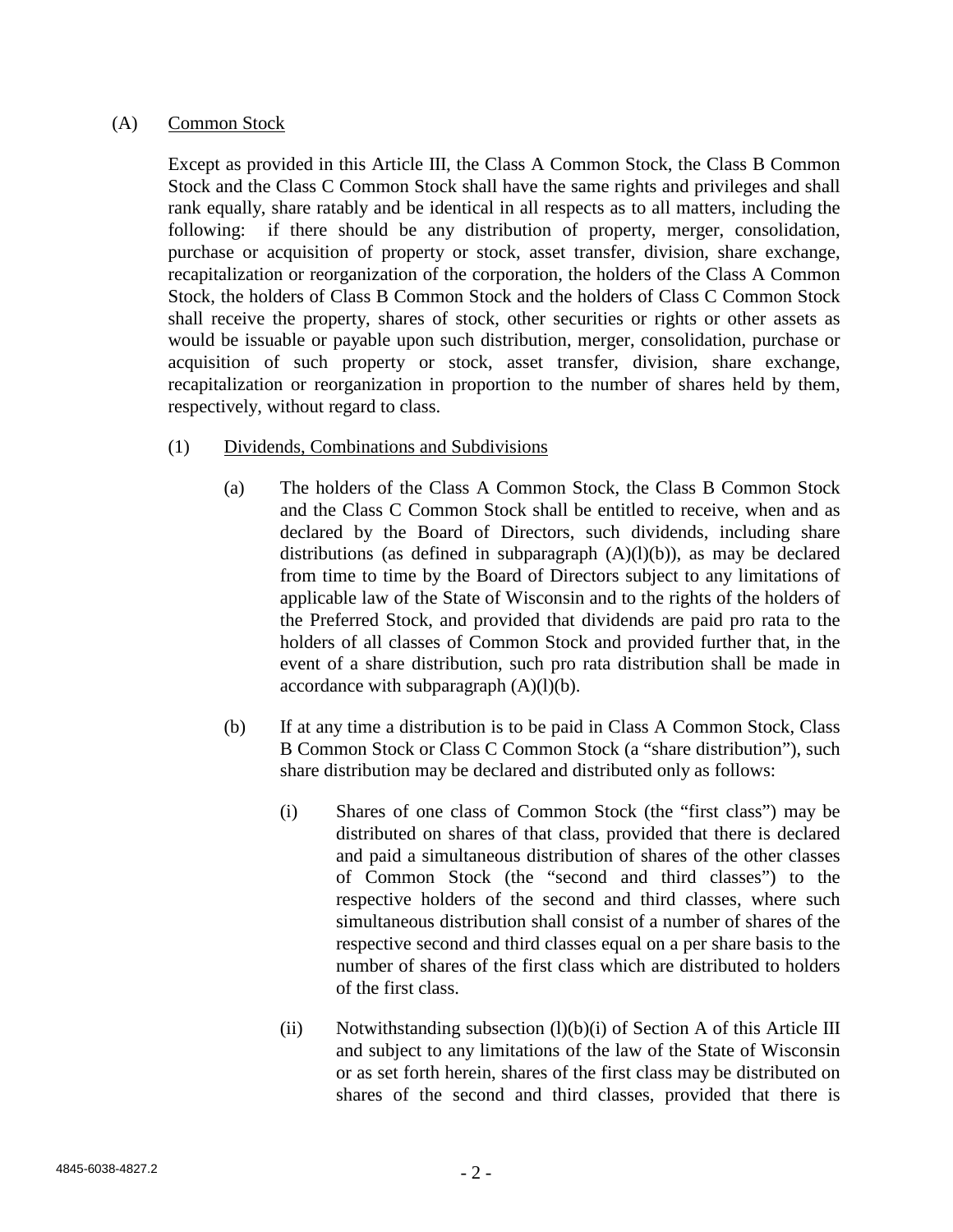(A) Common Stock

Except as provided in this Article III, the Class A Common Stock, the Class B Common Stock and the Class C Common Stock shall have the same rights and privileges and shall rank equally, share ratably and be identical in all respects as to all matters, including the following: if there should be any distribution of property, merger, consolidation, purchase or acquisition of property or stock, asset transfer, division, share exchange, recapitalization or reorganization of the corporation, the holders of the Class A Common Stock, the holders of Class B Common Stock and the holders of Class C Common Stock shall receive the property, shares of stock, other securities or rights or other assets as would be issuable or payable upon such distribution, merger, consolidation, purchase or acquisition of such property or stock, asset transfer, division, share exchange, recapitalization or reorganization in proportion to the number of shares held by them, respectively, without regard to class.

(1) Dividends, Combinations and Subdivisions

(a) The holders of the Class A Common Stock, the Class B Common Stock and the Class C Common Stock shall be entitled to receive, when and as declared by the Board of Directors, such dividends, including share distributions (as defined in subparagraph (A)(l)(b)), as may be declared from time to time by the Board of Directors subject to any limitations of applicable law of the State of Wisconsin and to the rights of the holders of the Preferred Stock, and provided that dividends are paid pro rata to the holders of all classes of Common Stock and provided further that, in the event of a share distribution, such pro rata distribution shall be made in accordance with subparagraph (A)(l)(b).

(b) If at any time a distribution is to be paid in Class A Common Stock, Class B Common Stock or Class C Common Stock (a "share distribution"), such share distribution may be declared and distributed only as follows:

(i) Shares of one class of Common Stock (the "first class") may be distributed on shares of that class, provided that there is declared and paid a simultaneous distribution of shares of the other classes of Common Stock (the "second and third classes") to the respective holders of the second and third classes, where such simultaneous distribution shall consist of a number of shares of the respective second and third classes equal on a per share basis to the number of shares of the first class which are distributed to holders of the first class.

(ii) Notwithstanding subsection (l)(b)(i) of Section A of this Article III and subject to any limitations of the law of the State of Wisconsin or as set forth herein, shares of the first class may be distributed on shares of the second and third classes, provided that there is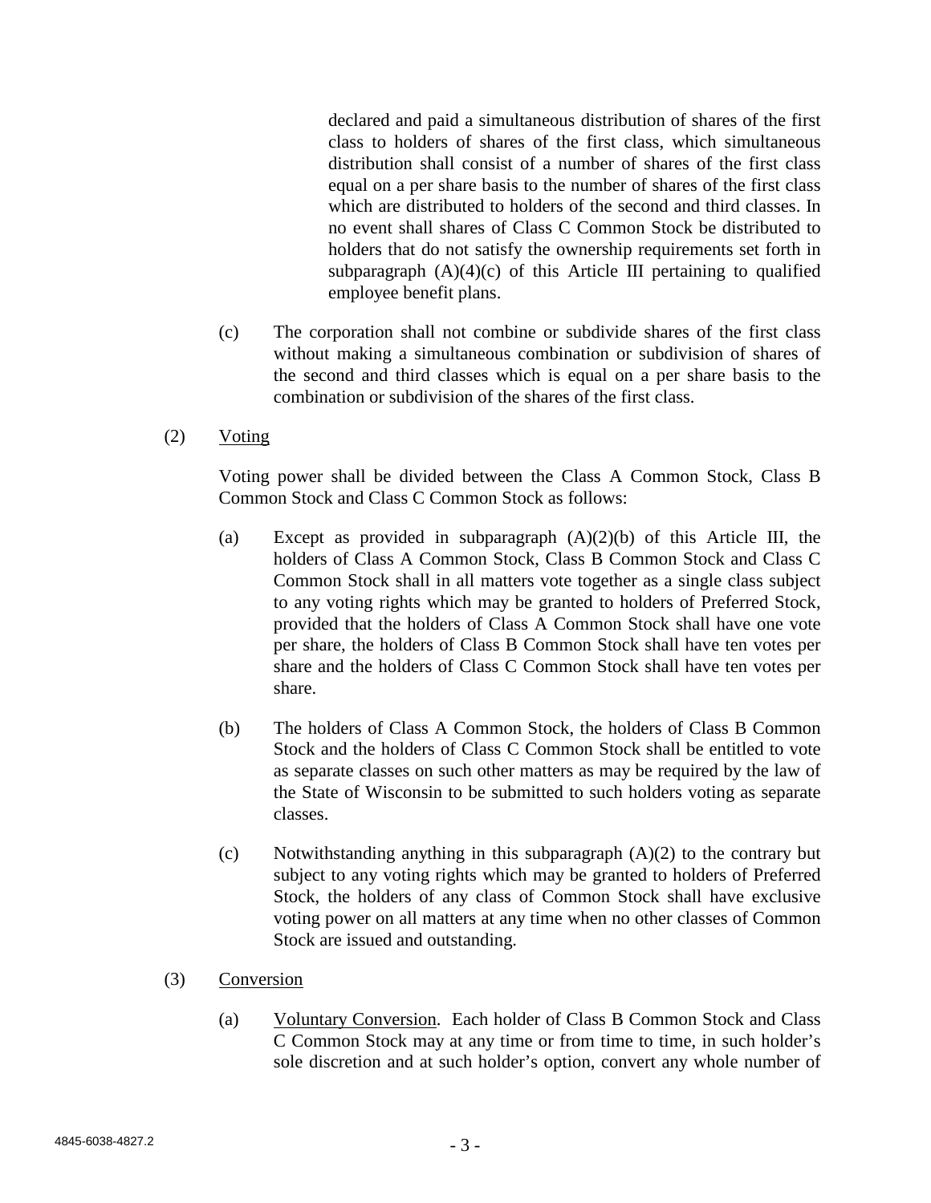declared and paid a simultaneous distribution of shares of the first class to holders of shares of the first class, which simultaneous distribution shall consist of a number of shares of the first class equal on a per share basis to the number of shares of the first class which are distributed to holders of the second and third classes. In no event shall shares of Class C Common Stock be distributed to holders that do not satisfy the ownership requirements set forth in subparagraph (A)(4)(c) of this Article III pertaining to qualified employee benefit plans.

(c) The corporation shall not combine or subdivide shares of the first class without making a simultaneous combination or subdivision of shares of the second and third classes which is equal on a per share basis to the combination or subdivision of the shares of the first class.

(2) Voting

Voting power shall be divided between the Class A Common Stock, Class B Common Stock and Class C Common Stock as follows:

(a) Except as provided in subparagraph (A)(2)(b) of this Article III, the holders of Class A Common Stock, Class B Common Stock and Class C Common Stock shall in all matters vote together as a single class subject to any voting rights which may be granted to holders of Preferred Stock, provided that the holders of Class A Common Stock shall have one vote per share, the holders of Class B Common Stock shall have ten votes per share and the holders of Class C Common Stock shall have ten votes per share.

(b) The holders of Class A Common Stock, the holders of Class B Common Stock and the holders of Class C Common Stock shall be entitled to vote as separate classes on such other matters as may be required by the law of the State of Wisconsin to be submitted to such holders voting as separate classes.

(c) Notwithstanding anything in this subparagraph (A)(2) to the contrary but subject to any voting rights which may be granted to holders of Preferred Stock, the holders of any class of Common Stock shall have exclusive voting power on all matters at any time when no other classes of Common Stock are issued and outstanding.

(3) Conversion

(a) Voluntary Conversion. Each holder of Class B Common Stock and Class C Common Stock may at any time or from time to time, in such holder's sole discretion and at such holder's option, convert any whole number of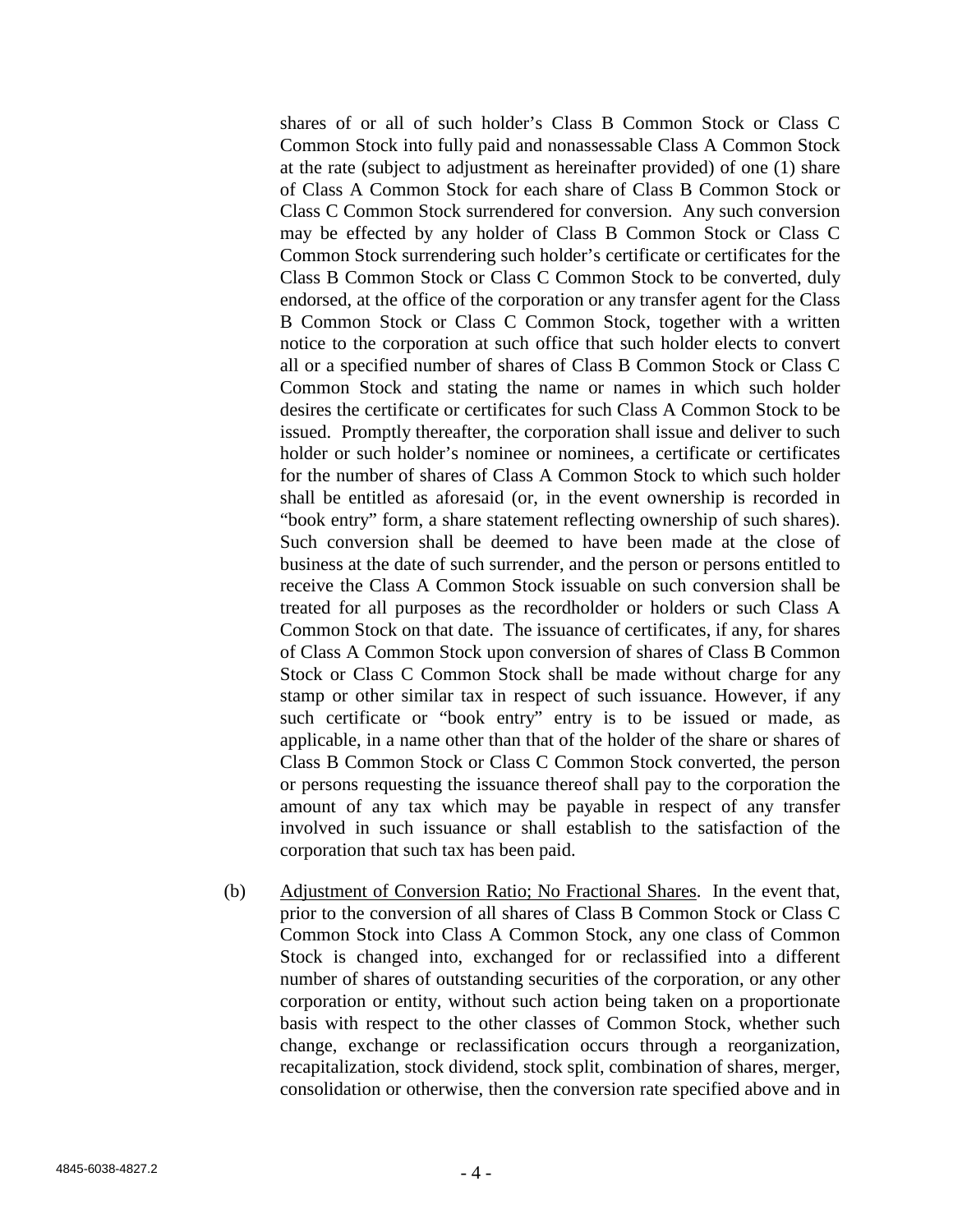shares of or all of such holder's Class B Common Stock or Class C Common Stock into fully paid and nonassessable Class A Common Stock at the rate (subject to adjustment as hereinafter provided) of one (1) share of Class A Common Stock for each share of Class B Common Stock or Class C Common Stock surrendered for conversion. Any such conversion may be effected by any holder of Class B Common Stock or Class C Common Stock surrendering such holder's certificate or certificates for the Class B Common Stock or Class C Common Stock to be converted, duly endorsed, at the office of the corporation or any transfer agent for the Class B Common Stock or Class C Common Stock, together with a written notice to the corporation at such office that such holder elects to convert all or a specified number of shares of Class B Common Stock or Class C Common Stock and stating the name or names in which such holder desires the certificate or certificates for such Class A Common Stock to be issued. Promptly thereafter, the corporation shall issue and deliver to such holder or such holder's nominee or nominees, a certificate or certificates for the number of shares of Class A Common Stock to which such holder shall be entitled as aforesaid (or, in the event ownership is recorded in "book entry" form, a share statement reflecting ownership of such shares). Such conversion shall be deemed to have been made at the close of business at the date of such surrender, and the person or persons entitled to receive the Class A Common Stock issuable on such conversion shall be treated for all purposes as the recordholder or holders or such Class A Common Stock on that date. The issuance of certificates, if any, for shares of Class A Common Stock upon conversion of shares of Class B Common Stock or Class C Common Stock shall be made without charge for any stamp or other similar tax in respect of such issuance. However, if any such certificate or "book entry" entry is to be issued or made, as applicable, in a name other than that of the holder of the share or shares of Class B Common Stock or Class C Common Stock converted, the person or persons requesting the issuance thereof shall pay to the corporation the amount of any tax which may be payable in respect of any transfer involved in such issuance or shall establish to the satisfaction of the corporation that such tax has been paid.

(b) Adjustment of Conversion Ratio; No Fractional Shares. In the event that, prior to the conversion of all shares of Class B Common Stock or Class C Common Stock into Class A Common Stock, any one class of Common Stock is changed into, exchanged for or reclassified into a different number of shares of outstanding securities of the corporation, or any other corporation or entity, without such action being taken on a proportionate basis with respect to the other classes of Common Stock, whether such change, exchange or reclassification occurs through a reorganization, recapitalization, stock dividend, stock split, combination of shares, merger, consolidation or otherwise, then the conversion rate specified above and in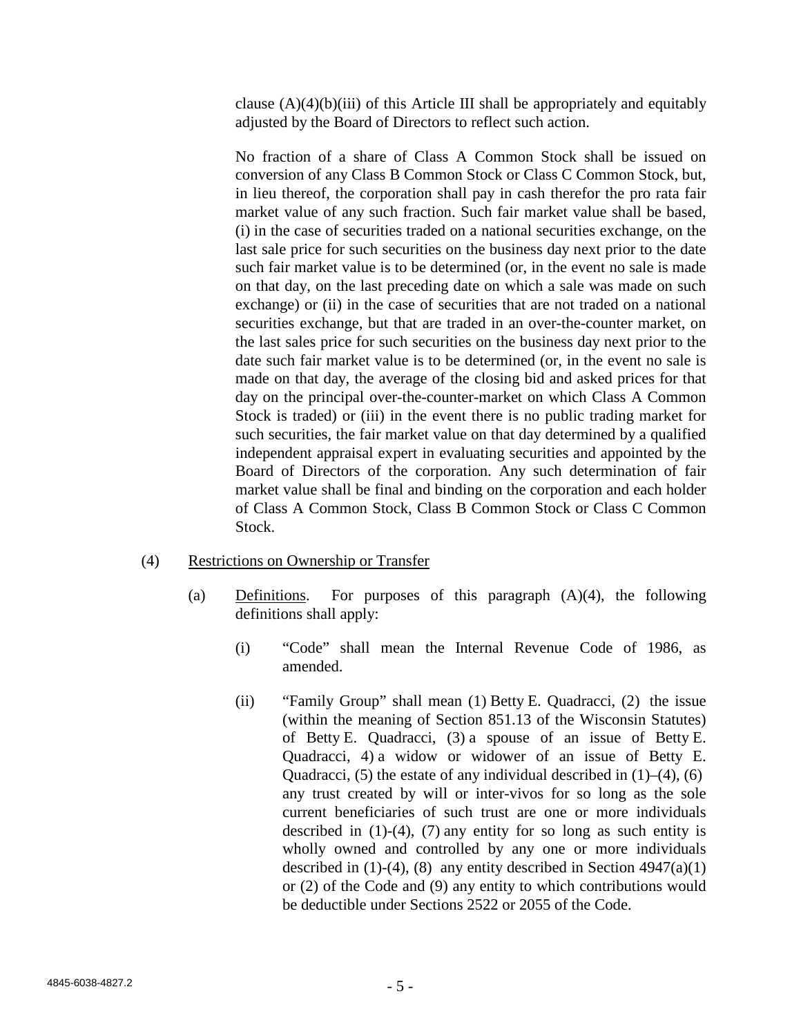clause (A)(4)(b)(iii) of this Article III shall be appropriately and equitably adjusted by the Board of Directors to reflect such action.

No fraction of a share of Class A Common Stock shall be issued on conversion of any Class B Common Stock or Class C Common Stock, but, in lieu thereof, the corporation shall pay in cash therefor the pro rata fair market value of any such fraction. Such fair market value shall be based, (i) in the case of securities traded on a national securities exchange, on the last sale price for such securities on the business day next prior to the date such fair market value is to be determined (or, in the event no sale is made on that day, on the last preceding date on which a sale was made on such exchange) or (ii) in the case of securities that are not traded on a national securities exchange, but that are traded in an over-the-counter market, on the last sales price for such securities on the business day next prior to the date such fair market value is to be determined (or, in the event no sale is made on that day, the average of the closing bid and asked prices for that day on the principal over-the-counter-market on which Class A Common Stock is traded) or (iii) in the event there is no public trading market for such securities, the fair market value on that day determined by a qualified independent appraisal expert in evaluating securities and appointed by the Board of Directors of the corporation. Any such determination of fair market value shall be final and binding on the corporation and each holder of Class A Common Stock, Class B Common Stock or Class C Common Stock.

(4) Restrictions on Ownership or Transfer

(a) Definitions. For purposes of this paragraph (A)(4), the following definitions shall apply:

(i) "Code" shall mean the Internal Revenue Code of 1986, as amended.

(ii) "Family Group" shall mean (1) Betty E. Quadracci, (2) the issue (within the meaning of Section 851.13 of the Wisconsin Statutes) of Betty E. Quadracci, (3) a spouse of an issue of Betty E. Quadracci, 4) a widow or widower of an issue of Betty E. Quadracci, (5) the estate of any individual described in (1)–(4), (6) any trust created by will or inter-vivos for so long as the sole current beneficiaries of such trust are one or more individuals described in (1)-(4), (7) any entity for so long as such entity is wholly owned and controlled by any one or more individuals described in (1)-(4), (8) any entity described in Section 4947(a)(1) or (2) of the Code and (9) any entity to which contributions would be deductible under Sections 2522 or 2055 of the Code.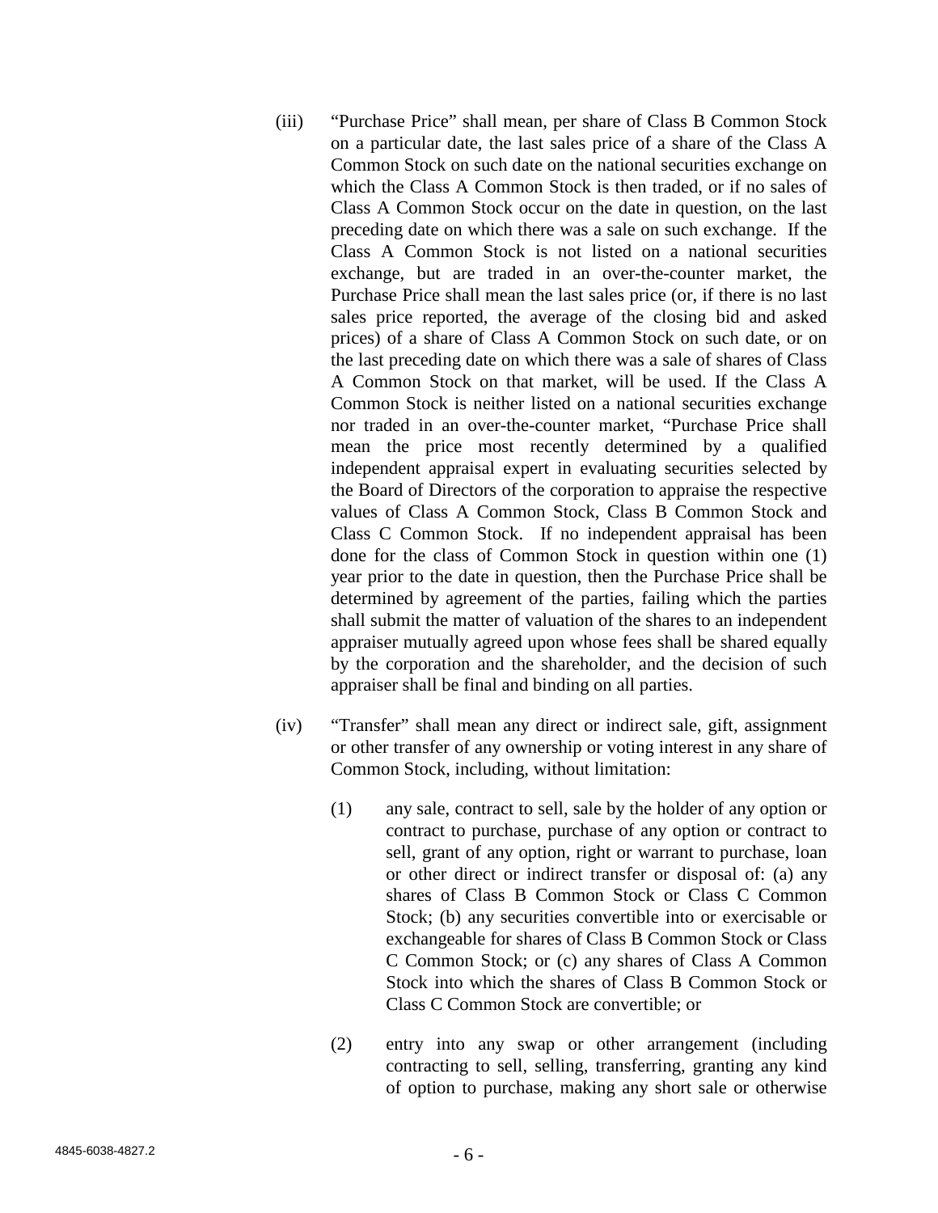(iii) "Purchase Price" shall mean, per share of Class B Common Stock on a particular date, the last sales price of a share of the Class A Common Stock on such date on the national securities exchange on which the Class A Common Stock is then traded, or if no sales of Class A Common Stock occur on the date in question, on the last preceding date on which there was a sale on such exchange. If the Class A Common Stock is not listed on a national securities exchange, but are traded in an over-the-counter market, the Purchase Price shall mean the last sales price (or, if there is no last sales price reported, the average of the closing bid and asked prices) of a share of Class A Common Stock on such date, or on the last preceding date on which there was a sale of shares of Class A Common Stock on that market, will be used. If the Class A Common Stock is neither listed on a national securities exchange nor traded in an over-the-counter market, "Purchase Price shall mean the price most recently determined by a qualified independent appraisal expert in evaluating securities selected by the Board of Directors of the corporation to appraise the respective values of Class A Common Stock, Class B Common Stock and Class C Common Stock. If no independent appraisal has been done for the class of Common Stock in question within one (1) year prior to the date in question, then the Purchase Price shall be determined by agreement of the parties, failing which the parties shall submit the matter of valuation of the shares to an independent appraiser mutually agreed upon whose fees shall be shared equally by the corporation and the shareholder, and the decision of such appraiser shall be final and binding on all parties.

(iv) "Transfer" shall mean any direct or indirect sale, gift, assignment or other transfer of any ownership or voting interest in any share of Common Stock, including, without limitation:

(1) any sale, contract to sell, sale by the holder of any option or contract to purchase, purchase of any option or contract to sell, grant of any option, right or warrant to purchase, loan or other direct or indirect transfer or disposal of: (a) any shares of Class B Common Stock or Class C Common Stock; (b) any securities convertible into or exercisable or exchangeable for shares of Class B Common Stock or Class C Common Stock; or (c) any shares of Class A Common Stock into which the shares of Class B Common Stock or Class C Common Stock are convertible; or

(2) entry into any swap or other arrangement (including contracting to sell, selling, transferring, granting any kind of option to purchase, making any short sale or otherwise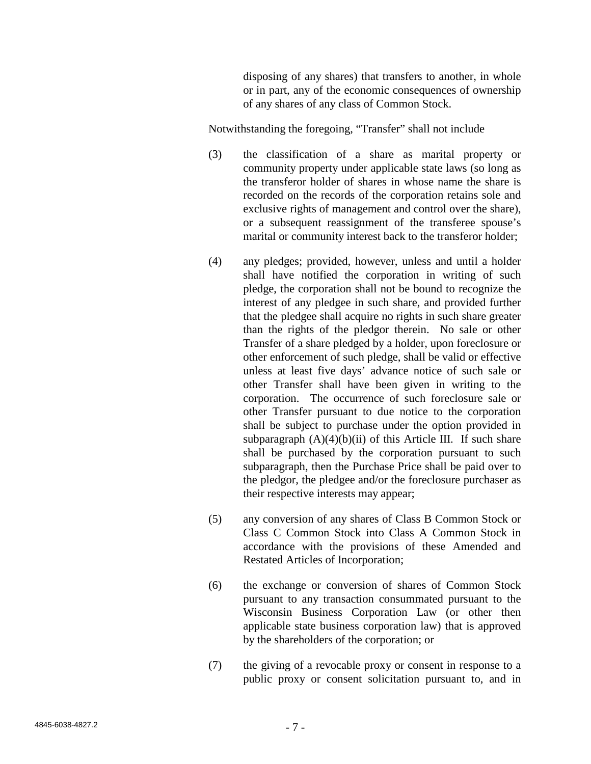disposing of any shares) that transfers to another, in whole or in part, any of the economic consequences of ownership of any shares of any class of Common Stock.

Notwithstanding the foregoing, "Transfer" shall not include

(3) the classification of a share as marital property or community property under applicable state laws (so long as the transferor holder of shares in whose name the share is recorded on the records of the corporation retains sole and exclusive rights of management and control over the share), or a subsequent reassignment of the transferee spouse's marital or community interest back to the transferor holder;

(4) any pledges; provided, however, unless and until a holder shall have notified the corporation in writing of such pledge, the corporation shall not be bound to recognize the interest of any pledgee in such share, and provided further that the pledgee shall acquire no rights in such share greater than the rights of the pledgor therein. No sale or other Transfer of a share pledged by a holder, upon foreclosure or other enforcement of such pledge, shall be valid or effective unless at least five days' advance notice of such sale or other Transfer shall have been given in writing to the corporation. The occurrence of such foreclosure sale or other Transfer pursuant to due notice to the corporation shall be subject to purchase under the option provided in subparagraph (A)(4)(b)(ii) of this Article III. If such share shall be purchased by the corporation pursuant to such subparagraph, then the Purchase Price shall be paid over to the pledgor, the pledgee and/or the foreclosure purchaser as their respective interests may appear;

(5) any conversion of any shares of Class B Common Stock or Class C Common Stock into Class A Common Stock in accordance with the provisions of these Amended and Restated Articles of Incorporation;

(6) the exchange or conversion of shares of Common Stock pursuant to any transaction consummated pursuant to the Wisconsin Business Corporation Law (or other then applicable state business corporation law) that is approved by the shareholders of the corporation; or

(7) the giving of a revocable proxy or consent in response to a public proxy or consent solicitation pursuant to, and in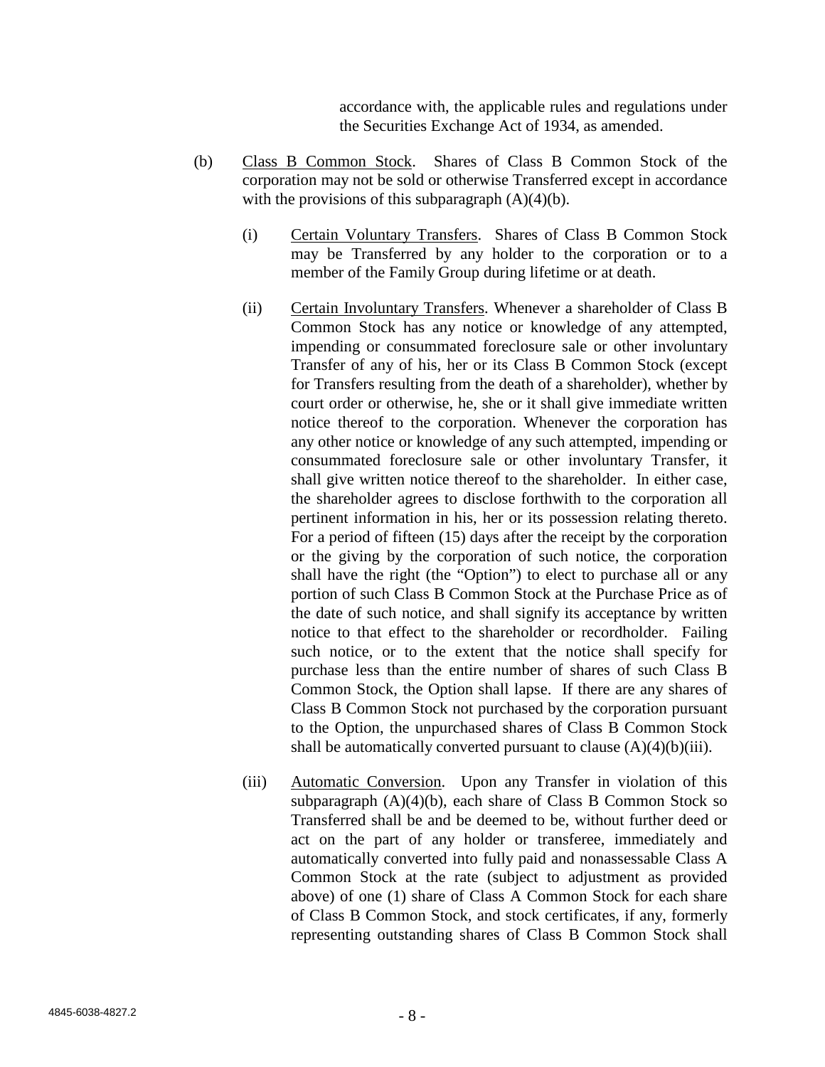accordance with, the applicable rules and regulations under the Securities Exchange Act of 1934, as amended.

(b) Class B Common Stock. Shares of Class B Common Stock of the corporation may not be sold or otherwise Transferred except in accordance with the provisions of this subparagraph (A)(4)(b).

(i) Certain Voluntary Transfers. Shares of Class B Common Stock may be Transferred by any holder to the corporation or to a member of the Family Group during lifetime or at death.

(ii) Certain Involuntary Transfers. Whenever a shareholder of Class B Common Stock has any notice or knowledge of any attempted, impending or consummated foreclosure sale or other involuntary Transfer of any of his, her or its Class B Common Stock (except for Transfers resulting from the death of a shareholder), whether by court order or otherwise, he, she or it shall give immediate written notice thereof to the corporation. Whenever the corporation has any other notice or knowledge of any such attempted, impending or consummated foreclosure sale or other involuntary Transfer, it shall give written notice thereof to the shareholder. In either case, the shareholder agrees to disclose forthwith to the corporation all pertinent information in his, her or its possession relating thereto. For a period of fifteen (15) days after the receipt by the corporation or the giving by the corporation of such notice, the corporation shall have the right (the "Option") to elect to purchase all or any portion of such Class B Common Stock at the Purchase Price as of the date of such notice, and shall signify its acceptance by written notice to that effect to the shareholder or recordholder. Failing such notice, or to the extent that the notice shall specify for purchase less than the entire number of shares of such Class B Common Stock, the Option shall lapse. If there are any shares of Class B Common Stock not purchased by the corporation pursuant to the Option, the unpurchased shares of Class B Common Stock shall be automatically converted pursuant to clause (A)(4)(b)(iii).

(iii) Automatic Conversion. Upon any Transfer in violation of this subparagraph (A)(4)(b), each share of Class B Common Stock so Transferred shall be and be deemed to be, without further deed or act on the part of any holder or transferee, immediately and automatically converted into fully paid and nonassessable Class A Common Stock at the rate (subject to adjustment as provided above) of one (1) share of Class A Common Stock for each share of Class B Common Stock, and stock certificates, if any, formerly representing outstanding shares of Class B Common Stock shall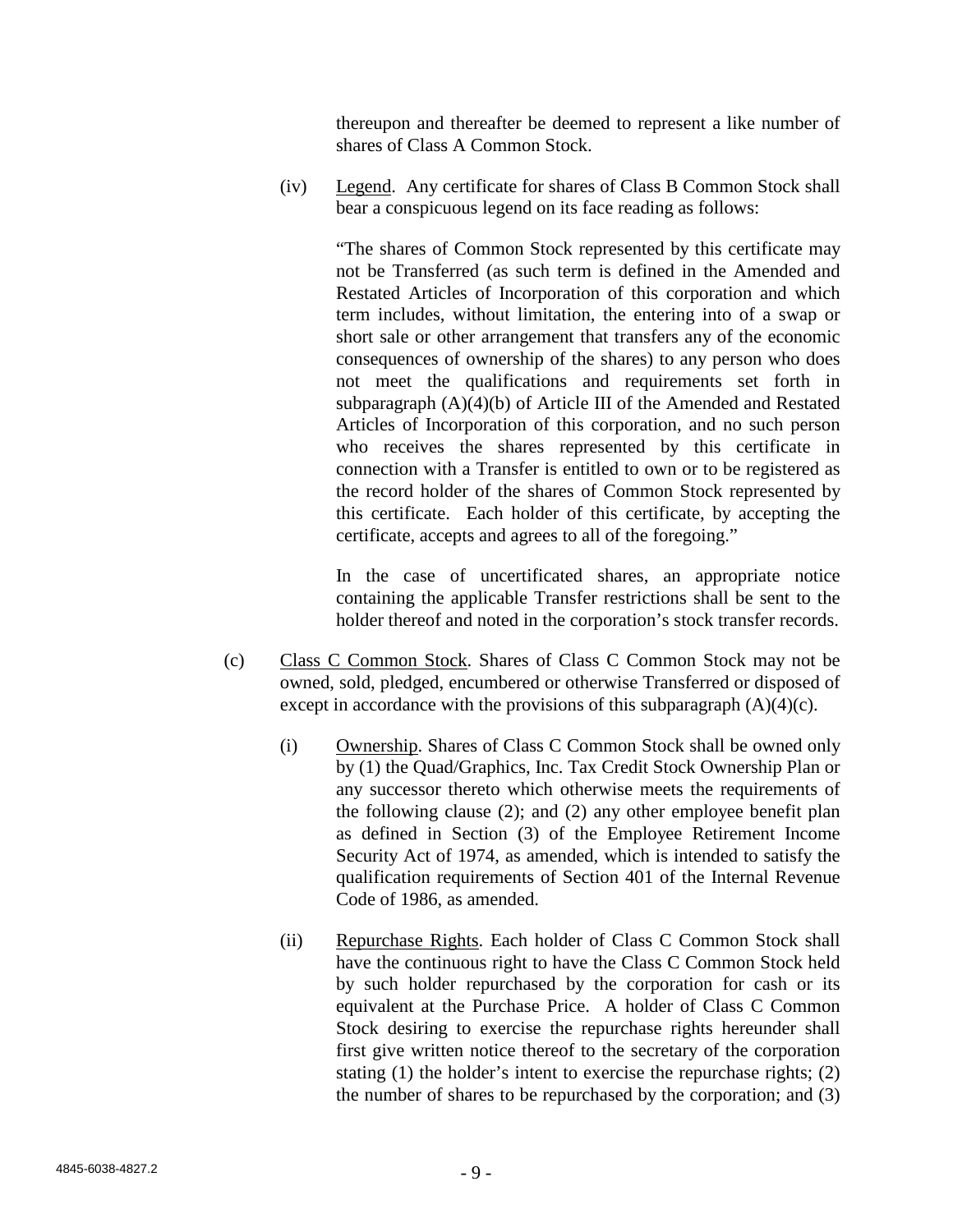thereupon and thereafter be deemed to represent a like number of shares of Class A Common Stock.

(iv) Legend. Any certificate for shares of Class B Common Stock shall bear a conspicuous legend on its face reading as follows:

"The shares of Common Stock represented by this certificate may not be Transferred (as such term is defined in the Amended and Restated Articles of Incorporation of this corporation and which term includes, without limitation, the entering into of a swap or short sale or other arrangement that transfers any of the economic consequences of ownership of the shares) to any person who does not meet the qualifications and requirements set forth in subparagraph (A)(4)(b) of Article III of the Amended and Restated Articles of Incorporation of this corporation, and no such person who receives the shares represented by this certificate in connection with a Transfer is entitled to own or to be registered as the record holder of the shares of Common Stock represented by this certificate. Each holder of this certificate, by accepting the certificate, accepts and agrees to all of the foregoing."

In the case of uncertificated shares, an appropriate notice containing the applicable Transfer restrictions shall be sent to the holder thereof and noted in the corporation's stock transfer records.

(c) Class C Common Stock. Shares of Class C Common Stock may not be owned, sold, pledged, encumbered or otherwise Transferred or disposed of except in accordance with the provisions of this subparagraph (A)(4)(c).

(i) Ownership. Shares of Class C Common Stock shall be owned only by (1) the Quad/Graphics, Inc. Tax Credit Stock Ownership Plan or any successor thereto which otherwise meets the requirements of the following clause (2); and (2) any other employee benefit plan as defined in Section (3) of the Employee Retirement Income Security Act of 1974, as amended, which is intended to satisfy the qualification requirements of Section 401 of the Internal Revenue Code of 1986, as amended.

(ii) Repurchase Rights. Each holder of Class C Common Stock shall have the continuous right to have the Class C Common Stock held by such holder repurchased by the corporation for cash or its equivalent at the Purchase Price. A holder of Class C Common Stock desiring to exercise the repurchase rights hereunder shall first give written notice thereof to the secretary of the corporation stating (1) the holder's intent to exercise the repurchase rights; (2) the number of shares to be repurchased by the corporation; and (3)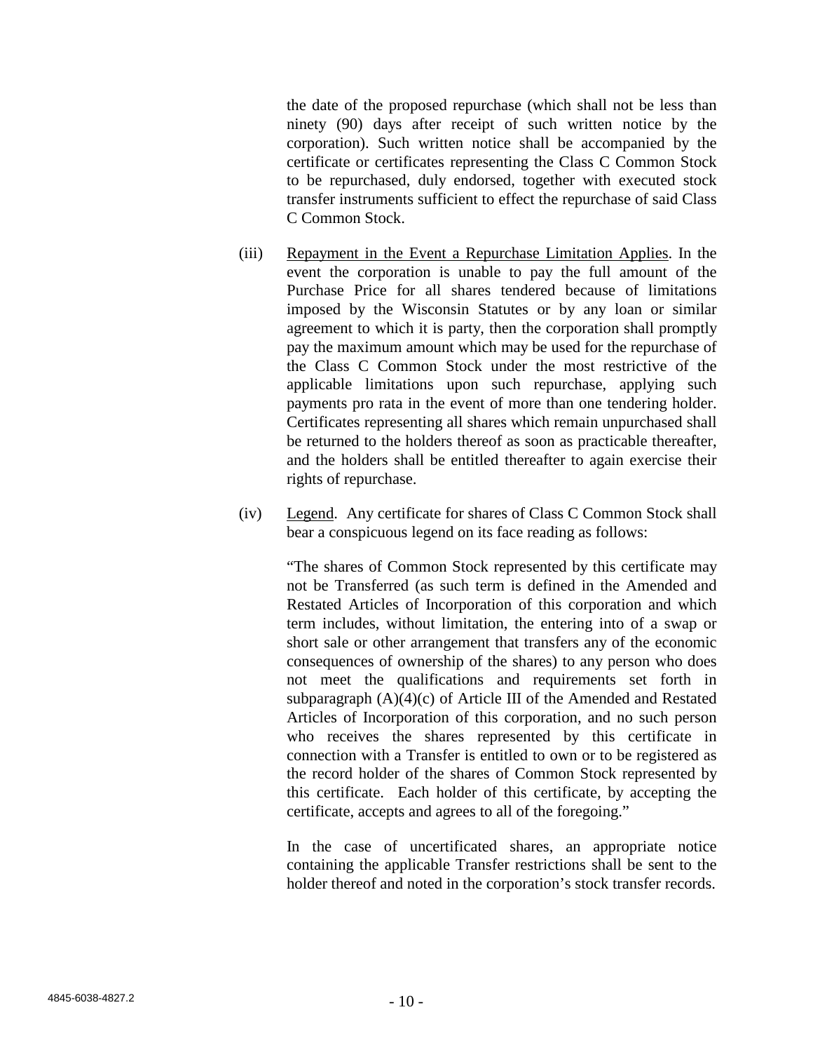the date of the proposed repurchase (which shall not be less than ninety (90) days after receipt of such written notice by the corporation). Such written notice shall be accompanied by the certificate or certificates representing the Class C Common Stock to be repurchased, duly endorsed, together with executed stock transfer instruments sufficient to effect the repurchase of said Class C Common Stock.

(iii) Repayment in the Event a Repurchase Limitation Applies. In the event the corporation is unable to pay the full amount of the Purchase Price for all shares tendered because of limitations imposed by the Wisconsin Statutes or by any loan or similar agreement to which it is party, then the corporation shall promptly pay the maximum amount which may be used for the repurchase of the Class C Common Stock under the most restrictive of the applicable limitations upon such repurchase, applying such payments pro rata in the event of more than one tendering holder. Certificates representing all shares which remain unpurchased shall be returned to the holders thereof as soon as practicable thereafter, and the holders shall be entitled thereafter to again exercise their rights of repurchase.

(iv) Legend. Any certificate for shares of Class C Common Stock shall bear a conspicuous legend on its face reading as follows:

"The shares of Common Stock represented by this certificate may not be Transferred (as such term is defined in the Amended and Restated Articles of Incorporation of this corporation and which term includes, without limitation, the entering into of a swap or short sale or other arrangement that transfers any of the economic consequences of ownership of the shares) to any person who does not meet the qualifications and requirements set forth in subparagraph (A)(4)(c) of Article III of the Amended and Restated Articles of Incorporation of this corporation, and no such person who receives the shares represented by this certificate in connection with a Transfer is entitled to own or to be registered as the record holder of the shares of Common Stock represented by this certificate. Each holder of this certificate, by accepting the certificate, accepts and agrees to all of the foregoing."

In the case of uncertificated shares, an appropriate notice containing the applicable Transfer restrictions shall be sent to the holder thereof and noted in the corporation's stock transfer records.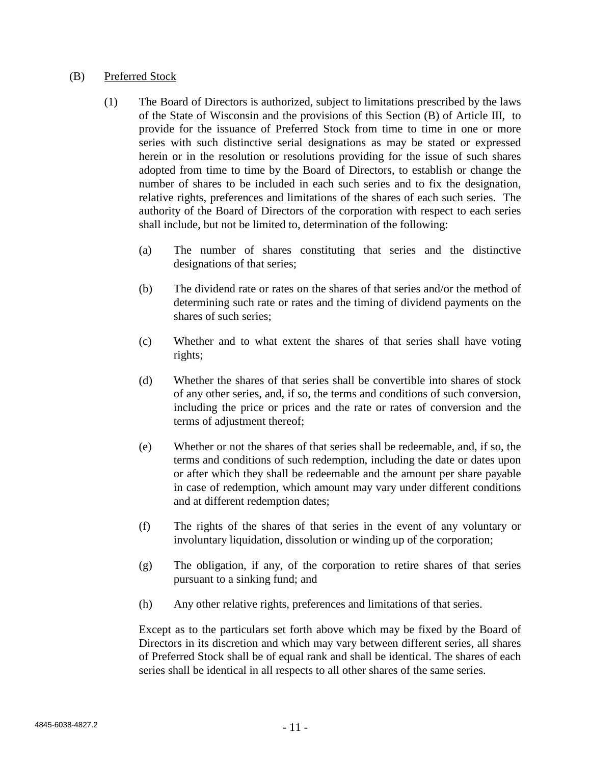(B) Preferred Stock

(1) The Board of Directors is authorized, subject to limitations prescribed by the laws of the State of Wisconsin and the provisions of this Section (B) of Article III, to provide for the issuance of Preferred Stock from time to time in one or more series with such distinctive serial designations as may be stated or expressed herein or in the resolution or resolutions providing for the issue of such shares adopted from time to time by the Board of Directors, to establish or change the number of shares to be included in each such series and to fix the designation, relative rights, preferences and limitations of the shares of each such series. The authority of the Board of Directors of the corporation with respect to each series shall include, but not be limited to, determination of the following:

(a) The number of shares constituting that series and the distinctive designations of that series;

(b) The dividend rate or rates on the shares of that series and/or the method of determining such rate or rates and the timing of dividend payments on the shares of such series;

(c) Whether and to what extent the shares of that series shall have voting rights;

(d) Whether the shares of that series shall be convertible into shares of stock of any other series, and, if so, the terms and conditions of such conversion, including the price or prices and the rate or rates of conversion and the terms of adjustment thereof;

(e) Whether or not the shares of that series shall be redeemable, and, if so, the terms and conditions of such redemption, including the date or dates upon or after which they shall be redeemable and the amount per share payable in case of redemption, which amount may vary under different conditions and at different redemption dates;

(f) The rights of the shares of that series in the event of any voluntary or involuntary liquidation, dissolution or winding up of the corporation;

(g) The obligation, if any, of the corporation to retire shares of that series pursuant to a sinking fund; and

(h) Any other relative rights, preferences and limitations of that series.

Except as to the particulars set forth above which may be fixed by the Board of Directors in its discretion and which may vary between different series, all shares of Preferred Stock shall be of equal rank and shall be identical. The shares of each series shall be identical in all respects to all other shares of the same series.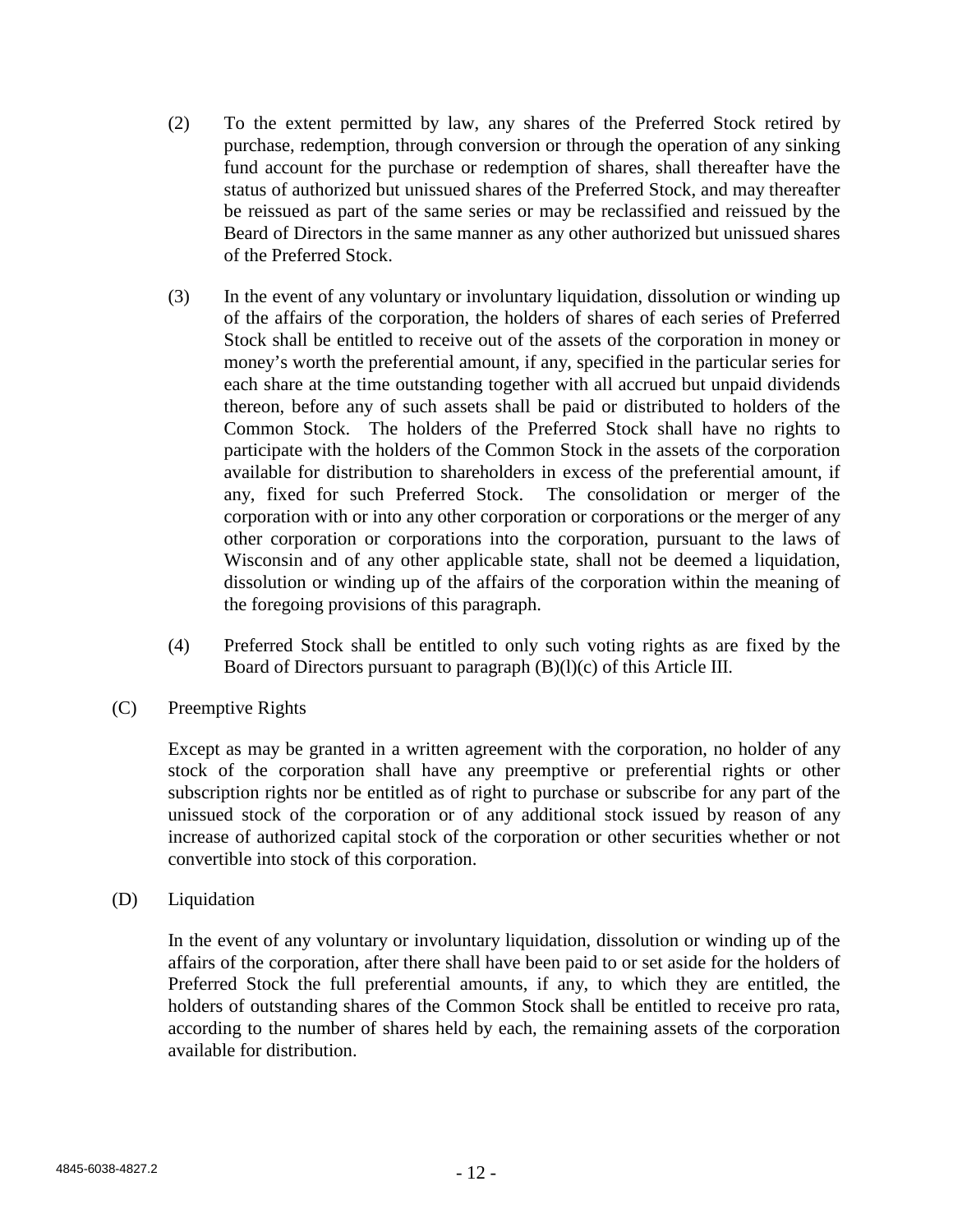(2) To the extent permitted by law, any shares of the Preferred Stock retired by purchase, redemption, through conversion or through the operation of any sinking fund account for the purchase or redemption of shares, shall thereafter have the status of authorized but unissued shares of the Preferred Stock, and may thereafter be reissued as part of the same series or may be reclassified and reissued by the Beard of Directors in the same manner as any other authorized but unissued shares of the Preferred Stock.

(3) In the event of any voluntary or involuntary liquidation, dissolution or winding up of the affairs of the corporation, the holders of shares of each series of Preferred Stock shall be entitled to receive out of the assets of the corporation in money or money's worth the preferential amount, if any, specified in the particular series for each share at the time outstanding together with all accrued but unpaid dividends thereon, before any of such assets shall be paid or distributed to holders of the Common Stock. The holders of the Preferred Stock shall have no rights to participate with the holders of the Common Stock in the assets of the corporation available for distribution to shareholders in excess of the preferential amount, if any, fixed for such Preferred Stock. The consolidation or merger of the corporation with or into any other corporation or corporations or the merger of any other corporation or corporations into the corporation, pursuant to the laws of Wisconsin and of any other applicable state, shall not be deemed a liquidation, dissolution or winding up of the affairs of the corporation within the meaning of the foregoing provisions of this paragraph.

(4) Preferred Stock shall be entitled to only such voting rights as are fixed by the Board of Directors pursuant to paragraph (B)(l)(c) of this Article III.

(C) Preemptive Rights

Except as may be granted in a written agreement with the corporation, no holder of any stock of the corporation shall have any preemptive or preferential rights or other subscription rights nor be entitled as of right to purchase or subscribe for any part of the unissued stock of the corporation or of any additional stock issued by reason of any increase of authorized capital stock of the corporation or other securities whether or not convertible into stock of this corporation.

(D) Liquidation

In the event of any voluntary or involuntary liquidation, dissolution or winding up of the affairs of the corporation, after there shall have been paid to or set aside for the holders of Preferred Stock the full preferential amounts, if any, to which they are entitled, the holders of outstanding shares of the Common Stock shall be entitled to receive pro rata, according to the number of shares held by each, the remaining assets of the corporation available for distribution.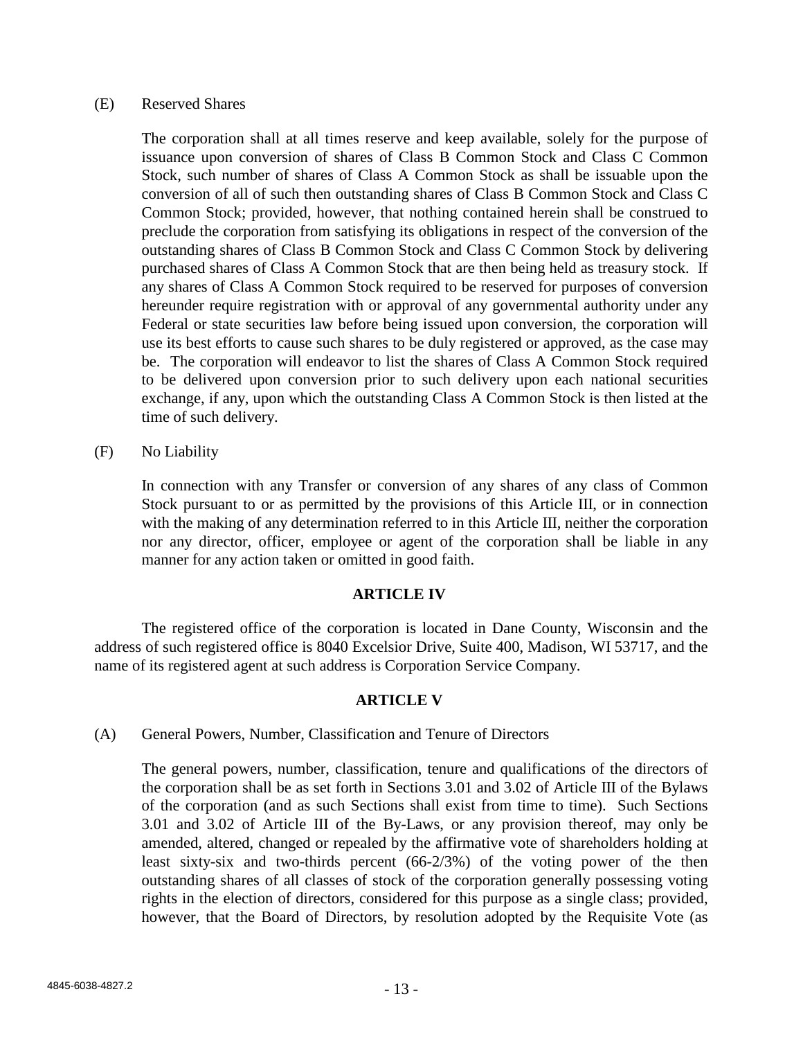(E) Reserved Shares

The corporation shall at all times reserve and keep available, solely for the purpose of issuance upon conversion of shares of Class B Common Stock and Class C Common Stock, such number of shares of Class A Common Stock as shall be issuable upon the conversion of all of such then outstanding shares of Class B Common Stock and Class C Common Stock; provided, however, that nothing contained herein shall be construed to preclude the corporation from satisfying its obligations in respect of the conversion of the outstanding shares of Class B Common Stock and Class C Common Stock by delivering purchased shares of Class A Common Stock that are then being held as treasury stock. If any shares of Class A Common Stock required to be reserved for purposes of conversion hereunder require registration with or approval of any governmental authority under any Federal or state securities law before being issued upon conversion, the corporation will use its best efforts to cause such shares to be duly registered or approved, as the case may be. The corporation will endeavor to list the shares of Class A Common Stock required to be delivered upon conversion prior to such delivery upon each national securities exchange, if any, upon which the outstanding Class A Common Stock is then listed at the time of such delivery.

(F) No Liability

In connection with any Transfer or conversion of any shares of any class of Common Stock pursuant to or as permitted by the provisions of this Article III, or in connection with the making of any determination referred to in this Article III, neither the corporation nor any director, officer, employee or agent of the corporation shall be liable in any manner for any action taken or omitted in good faith.

## ARTICLE IV

The registered office of the corporation is located in Dane County, Wisconsin and the address of such registered office is 8040 Excelsior Drive, Suite 400, Madison, WI 53717, and the name of its registered agent at such address is Corporation Service Company.

## ARTICLE V

(A) General Powers, Number, Classification and Tenure of Directors

The general powers, number, classification, tenure and qualifications of the directors of the corporation shall be as set forth in Sections 3.01 and 3.02 of Article III of the Bylaws of the corporation (and as such Sections shall exist from time to time). Such Sections 3.01 and 3.02 of Article III of the By-Laws, or any provision thereof, may only be amended, altered, changed or repealed by the affirmative vote of shareholders holding at least sixty-six and two-thirds percent (66-2/3%) of the voting power of the then outstanding shares of all classes of stock of the corporation generally possessing voting rights in the election of directors, considered for this purpose as a single class; provided, however, that the Board of Directors, by resolution adopted by the Requisite Vote (as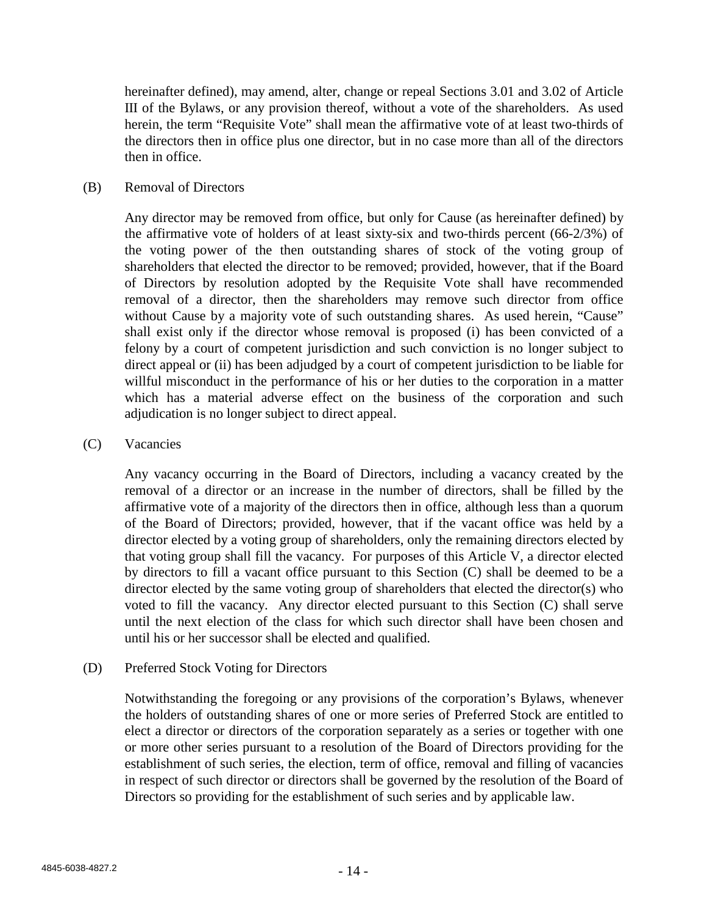hereinafter defined), may amend, alter, change or repeal Sections 3.01 and 3.02 of Article III of the Bylaws, or any provision thereof, without a vote of the shareholders. As used herein, the term "Requisite Vote" shall mean the affirmative vote of at least two-thirds of the directors then in office plus one director, but in no case more than all of the directors then in office.

(B) Removal of Directors

Any director may be removed from office, but only for Cause (as hereinafter defined) by the affirmative vote of holders of at least sixty-six and two-thirds percent (66-2/3%) of the voting power of the then outstanding shares of stock of the voting group of shareholders that elected the director to be removed; provided, however, that if the Board of Directors by resolution adopted by the Requisite Vote shall have recommended removal of a director, then the shareholders may remove such director from office without Cause by a majority vote of such outstanding shares. As used herein, "Cause" shall exist only if the director whose removal is proposed (i) has been convicted of a felony by a court of competent jurisdiction and such conviction is no longer subject to direct appeal or (ii) has been adjudged by a court of competent jurisdiction to be liable for willful misconduct in the performance of his or her duties to the corporation in a matter which has a material adverse effect on the business of the corporation and such adjudication is no longer subject to direct appeal.

(C) Vacancies

Any vacancy occurring in the Board of Directors, including a vacancy created by the removal of a director or an increase in the number of directors, shall be filled by the affirmative vote of a majority of the directors then in office, although less than a quorum of the Board of Directors; provided, however, that if the vacant office was held by a director elected by a voting group of shareholders, only the remaining directors elected by that voting group shall fill the vacancy. For purposes of this Article V, a director elected by directors to fill a vacant office pursuant to this Section (C) shall be deemed to be a director elected by the same voting group of shareholders that elected the director(s) who voted to fill the vacancy. Any director elected pursuant to this Section (C) shall serve until the next election of the class for which such director shall have been chosen and until his or her successor shall be elected and qualified.

(D) Preferred Stock Voting for Directors

Notwithstanding the foregoing or any provisions of the corporation's Bylaws, whenever the holders of outstanding shares of one or more series of Preferred Stock are entitled to elect a director or directors of the corporation separately as a series or together with one or more other series pursuant to a resolution of the Board of Directors providing for the establishment of such series, the election, term of office, removal and filling of vacancies in respect of such director or directors shall be governed by the resolution of the Board of Directors so providing for the establishment of such series and by applicable law.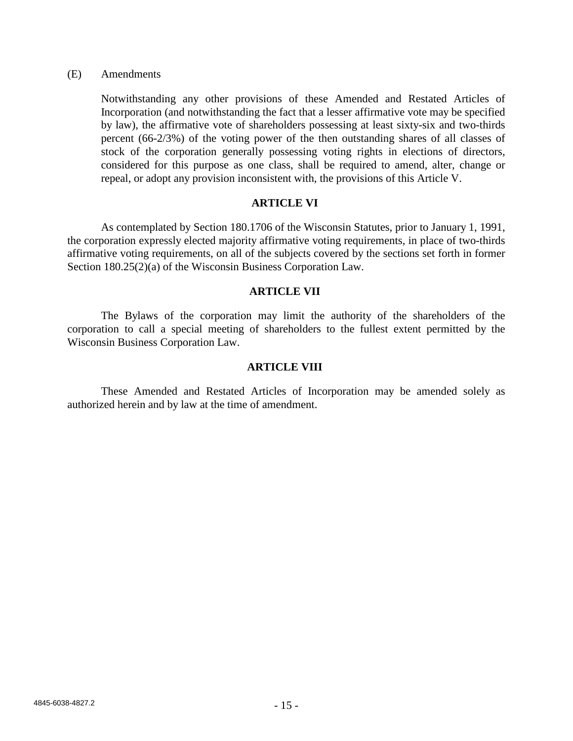(E) Amendments

Notwithstanding any other provisions of these Amended and Restated Articles of Incorporation (and notwithstanding the fact that a lesser affirmative vote may be specified by law), the affirmative vote of shareholders possessing at least sixty-six and two-thirds percent (66-2/3%) of the voting power of the then outstanding shares of all classes of stock of the corporation generally possessing voting rights in elections of directors, considered for this purpose as one class, shall be required to amend, alter, change or repeal, or adopt any provision inconsistent with, the provisions of this Article V.

## ARTICLE VI

As contemplated by Section 180.1706 of the Wisconsin Statutes, prior to January 1, 1991, the corporation expressly elected majority affirmative voting requirements, in place of two-thirds affirmative voting requirements, on all of the subjects covered by the sections set forth in former Section 180.25(2)(a) of the Wisconsin Business Corporation Law.

## ARTICLE VII

The Bylaws of the corporation may limit the authority of the shareholders of the corporation to call a special meeting of shareholders to the fullest extent permitted by the Wisconsin Business Corporation Law.

## ARTICLE VIII

These Amended and Restated Articles of Incorporation may be amended solely as authorized herein and by law at the time of amendment.